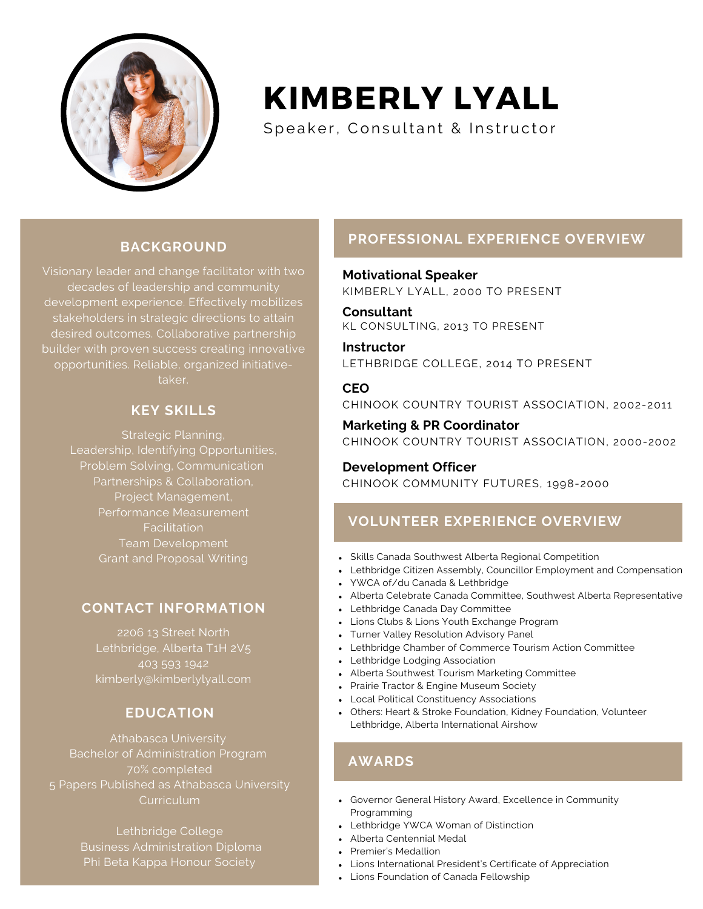# KIMBERLY LYALL

Speaker, Consultant & Instructor

## BACKGROUND

Visionary leader and change facilitator with two decades of leadership and community development experience. Effectively mobilizes stakeholders in strategic directions to attain desired outcomes. Collaborative partnership builder with proven success creating innovative opportunities. Reliable, organized initiative-taker.

## KEY SKILLS

Strategic Planning,
Leadership, Identifying Opportunities,
Problem Solving, Communication
Partnerships & Collaboration,
Project Management,
Performance Measurement
Facilitation
Team Development
Grant and Proposal Writing

## CONTACT INFORMATION

2206 13 Street North
Lethbridge, Alberta T1H 2V5
403 593 1942
kimberly@kimberlylyall.com

## EDUCATION

Athabasca University
Bachelor of Administration Program
70% completed
5 Papers Published as Athabasca University Curriculum

Lethbridge College
Business Administration Diploma
Phi Beta Kappa Honour Society

## PROFESSIONAL EXPERIENCE OVERVIEW

**Motivational Speaker**
KIMBERLY LYALL, 2000 TO PRESENT

**Consultant**
KL CONSULTING, 2013 TO PRESENT

**Instructor**
LETHBRIDGE COLLEGE, 2014 TO PRESENT

**CEO**
CHINOOK COUNTRY TOURIST ASSOCIATION, 2002-2011

**Marketing & PR Coordinator**
CHINOOK COUNTRY TOURIST ASSOCIATION, 2000-2002

**Development Officer**
CHINOOK COMMUNITY FUTURES, 1998-2000

## VOLUNTEER EXPERIENCE OVERVIEW

- Skills Canada Southwest Alberta Regional Competition
- Lethbridge Citizen Assembly, Councillor Employment and Compensation
- YWCA of/du Canada & Lethbridge
- Alberta Celebrate Canada Committee, Southwest Alberta Representative
- Lethbridge Canada Day Committee
- Lions Clubs & Lions Youth Exchange Program
- Turner Valley Resolution Advisory Panel
- Lethbridge Chamber of Commerce Tourism Action Committee
- Lethbridge Lodging Association
- Alberta Southwest Tourism Marketing Committee
- Prairie Tractor & Engine Museum Society
- Local Political Constituency Associations
- Others: Heart & Stroke Foundation, Kidney Foundation, Volunteer Lethbridge, Alberta International Airshow

## AWARDS

- Governor General History Award, Excellence in Community Programming
- Lethbridge YWCA Woman of Distinction
- Alberta Centennial Medal
- Premier's Medallion
- Lions International President's Certificate of Appreciation
- Lions Foundation of Canada Fellowship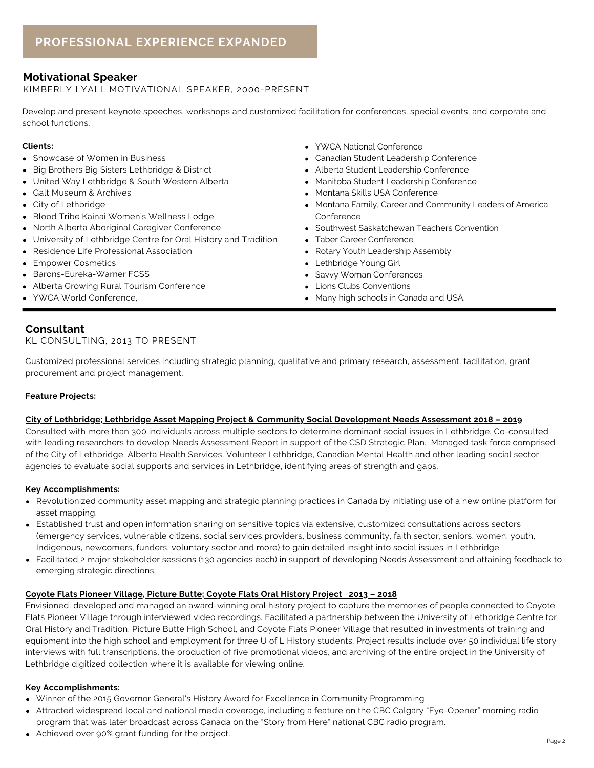## PROFESSIONAL EXPERIENCE EXPANDED

### Motivational Speaker

KIMBERLY LYALL MOTIVATIONAL SPEAKER, 2000-PRESENT

Develop and present keynote speeches, workshops and customized facilitation for conferences, special events, and corporate and school functions.

**Clients:**

- Showcase of Women in Business
- Big Brothers Big Sisters Lethbridge & District
- United Way Lethbridge & South Western Alberta
- Galt Museum & Archives
- City of Lethbridge
- Blood Tribe Kainai Women's Wellness Lodge
- North Alberta Aboriginal Caregiver Conference
- University of Lethbridge Centre for Oral History and Tradition
- Residence Life Professional Association
- Empower Cosmetics
- Barons-Eureka-Warner FCSS
- Alberta Growing Rural Tourism Conference
- YWCA World Conference,
- YWCA National Conference
- Canadian Student Leadership Conference
- Alberta Student Leadership Conference
- Manitoba Student Leadership Conference
- Montana Skills USA Conference
- Montana Family, Career and Community Leaders of America Conference
- Southwest Saskatchewan Teachers Convention
- Taber Career Conference
- Rotary Youth Leadership Assembly
- Lethbridge Young Girl
- Savvy Woman Conferences
- Lions Clubs Conventions
- Many high schools in Canada and USA.

---

### Consultant

KL CONSULTING, 2013 TO PRESENT

Customized professional services including strategic planning, qualitative and primary research, assessment, facilitation, grant procurement and project management.

**Feature Projects:**

**City of Lethbridge; Lethbridge Asset Mapping Project & Community Social Development Needs Assessment 2018 – 2019**

Consulted with more than 300 individuals across multiple sectors to determine dominant social issues in Lethbridge. Co-consulted with leading researchers to develop Needs Assessment Report in support of the CSD Strategic Plan. Managed task force comprised of the City of Lethbridge, Alberta Health Services, Volunteer Lethbridge, Canadian Mental Health and other leading social sector agencies to evaluate social supports and services in Lethbridge, identifying areas of strength and gaps.

**Key Accomplishments:**

- Revolutionized community asset mapping and strategic planning practices in Canada by initiating use of a new online platform for asset mapping.
- Established trust and open information sharing on sensitive topics via extensive, customized consultations across sectors (emergency services, vulnerable citizens, social services providers, business community, faith sector, seniors, women, youth, Indigenous, newcomers, funders, voluntary sector and more) to gain detailed insight into social issues in Lethbridge.
- Facilitated 2 major stakeholder sessions (130 agencies each) in support of developing Needs Assessment and attaining feedback to emerging strategic directions.

**Coyote Flats Pioneer Village, Picture Butte; Coyote Flats Oral History Project 2013 – 2018**

Envisioned, developed and managed an award-winning oral history project to capture the memories of people connected to Coyote Flats Pioneer Village through interviewed video recordings. Facilitated a partnership between the University of Lethbridge Centre for Oral History and Tradition, Picture Butte High School, and Coyote Flats Pioneer Village that resulted in investments of training and equipment into the high school and employment for three U of L History students. Project results include over 50 individual life story interviews with full transcriptions, the production of five promotional videos, and archiving of the entire project in the University of Lethbridge digitized collection where it is available for viewing online.

**Key Accomplishments:**

- Winner of the 2015 Governor General's History Award for Excellence in Community Programming
- Attracted widespread local and national media coverage, including a feature on the CBC Calgary "Eye-Opener" morning radio program that was later broadcast across Canada on the "Story from Here" national CBC radio program.
- Achieved over 90% grant funding for the project.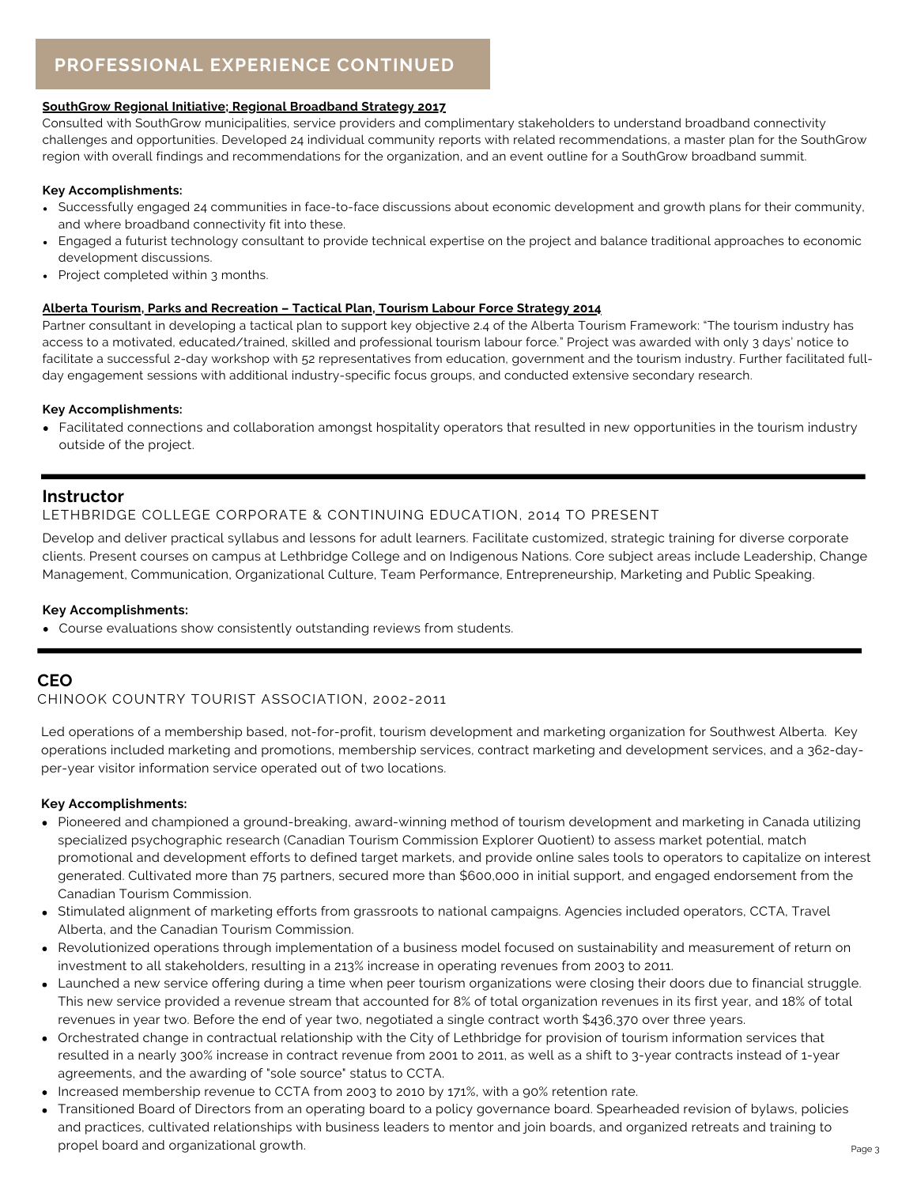## PROFESSIONAL EXPERIENCE CONTINUED

**SouthGrow Regional Initiative; Regional Broadband Strategy 2017**

Consulted with SouthGrow municipalities, service providers and complimentary stakeholders to understand broadband connectivity challenges and opportunities. Developed 24 individual community reports with related recommendations, a master plan for the SouthGrow region with overall findings and recommendations for the organization, and an event outline for a SouthGrow broadband summit.

**Key Accomplishments:**

- Successfully engaged 24 communities in face-to-face discussions about economic development and growth plans for their community, and where broadband connectivity fit into these.
- Engaged a futurist technology consultant to provide technical expertise on the project and balance traditional approaches to economic development discussions.
- Project completed within 3 months.

**Alberta Tourism, Parks and Recreation – Tactical Plan, Tourism Labour Force Strategy 2014**

Partner consultant in developing a tactical plan to support key objective 2.4 of the Alberta Tourism Framework: "The tourism industry has access to a motivated, educated/trained, skilled and professional tourism labour force." Project was awarded with only 3 days' notice to facilitate a successful 2-day workshop with 52 representatives from education, government and the tourism industry. Further facilitated full-day engagement sessions with additional industry-specific focus groups, and conducted extensive secondary research.

**Key Accomplishments:**

- Facilitated connections and collaboration amongst hospitality operators that resulted in new opportunities in the tourism industry outside of the project.

---

### Instructor

LETHBRIDGE COLLEGE CORPORATE & CONTINUING EDUCATION, 2014 TO PRESENT

Develop and deliver practical syllabus and lessons for adult learners. Facilitate customized, strategic training for diverse corporate clients. Present courses on campus at Lethbridge College and on Indigenous Nations. Core subject areas include Leadership, Change Management, Communication, Organizational Culture, Team Performance, Entrepreneurship, Marketing and Public Speaking.

**Key Accomplishments:**

- Course evaluations show consistently outstanding reviews from students.

---

### CEO

CHINOOK COUNTRY TOURIST ASSOCIATION, 2002-2011

Led operations of a membership based, not-for-profit, tourism development and marketing organization for Southwest Alberta. Key operations included marketing and promotions, membership services, contract marketing and development services, and a 362-day-per-year visitor information service operated out of two locations.

**Key Accomplishments:**

- Pioneered and championed a ground-breaking, award-winning method of tourism development and marketing in Canada utilizing specialized psychographic research (Canadian Tourism Commission Explorer Quotient) to assess market potential, match promotional and development efforts to defined target markets, and provide online sales tools to operators to capitalize on interest generated. Cultivated more than 75 partners, secured more than $600,000 in initial support, and engaged endorsement from the Canadian Tourism Commission.
- Stimulated alignment of marketing efforts from grassroots to national campaigns. Agencies included operators, CCTA, Travel Alberta, and the Canadian Tourism Commission.
- Revolutionized operations through implementation of a business model focused on sustainability and measurement of return on investment to all stakeholders, resulting in a 213% increase in operating revenues from 2003 to 2011.
- Launched a new service offering during a time when peer tourism organizations were closing their doors due to financial struggle. This new service provided a revenue stream that accounted for 8% of total organization revenues in its first year, and 18% of total revenues in year two. Before the end of year two, negotiated a single contract worth $436,370 over three years.
- Orchestrated change in contractual relationship with the City of Lethbridge for provision of tourism information services that resulted in a nearly 300% increase in contract revenue from 2001 to 2011, as well as a shift to 3-year contracts instead of 1-year agreements, and the awarding of "sole source" status to CCTA.
- Increased membership revenue to CCTA from 2003 to 2010 by 171%, with a 90% retention rate.
- Transitioned Board of Directors from an operating board to a policy governance board. Spearheaded revision of bylaws, policies and practices, cultivated relationships with business leaders to mentor and join boards, and organized retreats and training to propel board and organizational growth.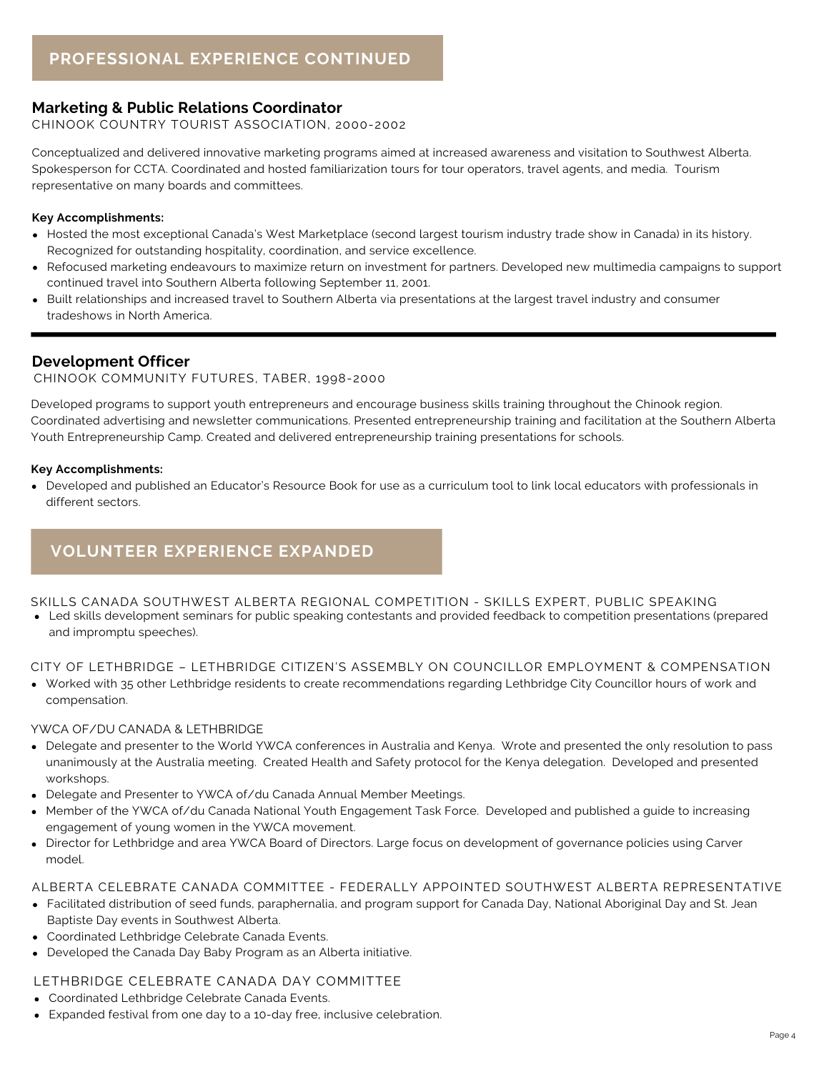## PROFESSIONAL EXPERIENCE CONTINUED

### Marketing & Public Relations Coordinator

CHINOOK COUNTRY TOURIST ASSOCIATION, 2000-2002

Conceptualized and delivered innovative marketing programs aimed at increased awareness and visitation to Southwest Alberta. Spokesperson for CCTA. Coordinated and hosted familiarization tours for tour operators, travel agents, and media. Tourism representative on many boards and committees.

**Key Accomplishments:**

- Hosted the most exceptional Canada's West Marketplace (second largest tourism industry trade show in Canada) in its history. Recognized for outstanding hospitality, coordination, and service excellence.
- Refocused marketing endeavours to maximize return on investment for partners. Developed new multimedia campaigns to support continued travel into Southern Alberta following September 11, 2001.
- Built relationships and increased travel to Southern Alberta via presentations at the largest travel industry and consumer tradeshows in North America.

---

### Development Officer

CHINOOK COMMUNITY FUTURES, TABER, 1998-2000

Developed programs to support youth entrepreneurs and encourage business skills training throughout the Chinook region. Coordinated advertising and newsletter communications. Presented entrepreneurship training and facilitation at the Southern Alberta Youth Entrepreneurship Camp. Created and delivered entrepreneurship training presentations for schools.

**Key Accomplishments:**

- Developed and published an Educator's Resource Book for use as a curriculum tool to link local educators with professionals in different sectors.

## VOLUNTEER EXPERIENCE EXPANDED

SKILLS CANADA SOUTHWEST ALBERTA REGIONAL COMPETITION - SKILLS EXPERT, PUBLIC SPEAKING

- Led skills development seminars for public speaking contestants and provided feedback to competition presentations (prepared and impromptu speeches).

CITY OF LETHBRIDGE – LETHBRIDGE CITIZEN'S ASSEMBLY ON COUNCILLOR EMPLOYMENT & COMPENSATION

- Worked with 35 other Lethbridge residents to create recommendations regarding Lethbridge City Councillor hours of work and compensation.

YWCA OF/DU CANADA & LETHBRIDGE

- Delegate and presenter to the World YWCA conferences in Australia and Kenya. Wrote and presented the only resolution to pass unanimously at the Australia meeting. Created Health and Safety protocol for the Kenya delegation. Developed and presented workshops.
- Delegate and Presenter to YWCA of/du Canada Annual Member Meetings.
- Member of the YWCA of/du Canada National Youth Engagement Task Force. Developed and published a guide to increasing engagement of young women in the YWCA movement.
- Director for Lethbridge and area YWCA Board of Directors. Large focus on development of governance policies using Carver model.

ALBERTA CELEBRATE CANADA COMMITTEE - FEDERALLY APPOINTED SOUTHWEST ALBERTA REPRESENTATIVE

- Facilitated distribution of seed funds, paraphernalia, and program support for Canada Day, National Aboriginal Day and St. Jean Baptiste Day events in Southwest Alberta.
- Coordinated Lethbridge Celebrate Canada Events.
- Developed the Canada Day Baby Program as an Alberta initiative.

LETHBRIDGE CELEBRATE CANADA DAY COMMITTEE

- Coordinated Lethbridge Celebrate Canada Events.
- Expanded festival from one day to a 10-day free, inclusive celebration.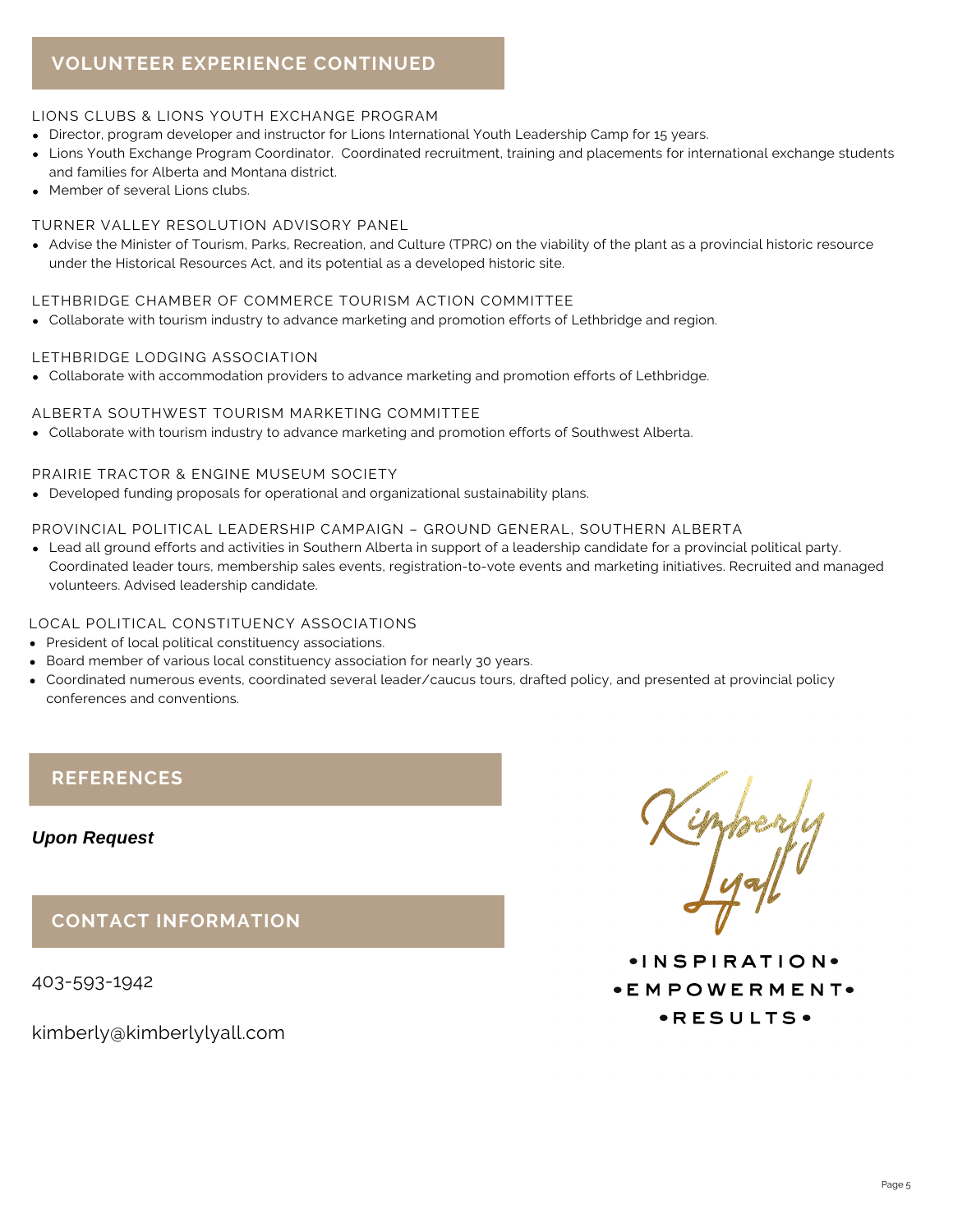## VOLUNTEER EXPERIENCE CONTINUED

LIONS CLUBS & LIONS YOUTH EXCHANGE PROGRAM

- Director, program developer and instructor for Lions International Youth Leadership Camp for 15 years.
- Lions Youth Exchange Program Coordinator. Coordinated recruitment, training and placements for international exchange students and families for Alberta and Montana district.
- Member of several Lions clubs.

TURNER VALLEY RESOLUTION ADVISORY PANEL

- Advise the Minister of Tourism, Parks, Recreation, and Culture (TPRC) on the viability of the plant as a provincial historic resource under the Historical Resources Act, and its potential as a developed historic site.

LETHBRIDGE CHAMBER OF COMMERCE TOURISM ACTION COMMITTEE

- Collaborate with tourism industry to advance marketing and promotion efforts of Lethbridge and region.

LETHBRIDGE LODGING ASSOCIATION

- Collaborate with accommodation providers to advance marketing and promotion efforts of Lethbridge.

ALBERTA SOUTHWEST TOURISM MARKETING COMMITTEE

- Collaborate with tourism industry to advance marketing and promotion efforts of Southwest Alberta.

PRAIRIE TRACTOR & ENGINE MUSEUM SOCIETY

- Developed funding proposals for operational and organizational sustainability plans.

PROVINCIAL POLITICAL LEADERSHIP CAMPAIGN – GROUND GENERAL, SOUTHERN ALBERTA

- Lead all ground efforts and activities in Southern Alberta in support of a leadership candidate for a provincial political party. Coordinated leader tours, membership sales events, registration-to-vote events and marketing initiatives. Recruited and managed volunteers. Advised leadership candidate.

LOCAL POLITICAL CONSTITUENCY ASSOCIATIONS

- President of local political constituency associations.
- Board member of various local constituency association for nearly 30 years.
- Coordinated numerous events, coordinated several leader/caucus tours, drafted policy, and presented at provincial policy conferences and conventions.

## REFERENCES

***Upon Request***

## CONTACT INFORMATION

403-593-1942

kimberly@kimberlylyall.com

Kimberly Lyall

•INSPIRATION•
•EMPOWERMENT•
•RESULTS•